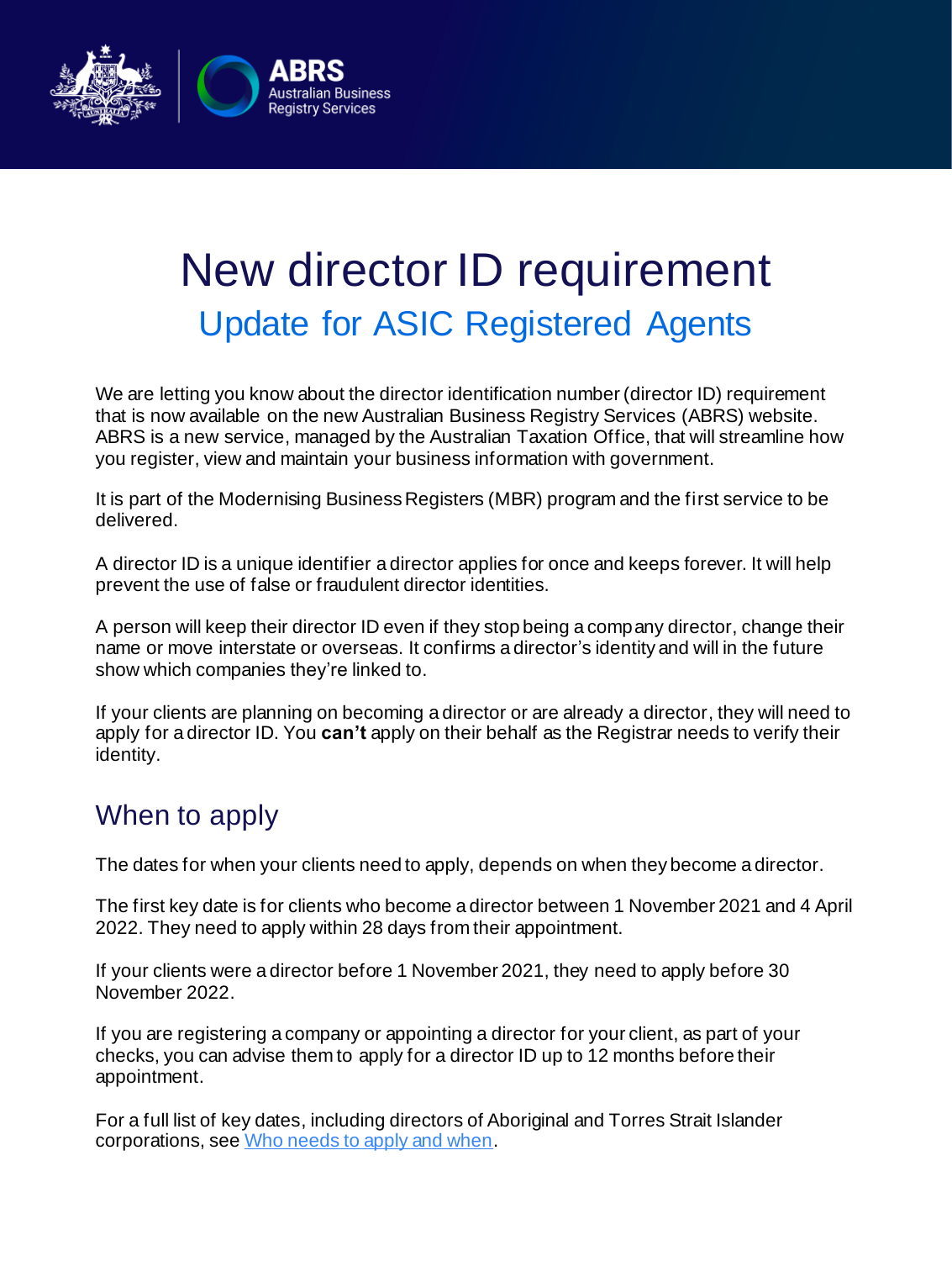# New director ID requirement

## Update for ASIC Registered Agents

We are letting you know about the director identification number (director ID) requirement that is now available on the new Australian Business Registry Services (ABRS) website. ABRS is a new service, managed by the Australian Taxation Office, that will streamline how you register, view and maintain your business information with government.

It is part of the Modernising Business Registers (MBR) program and the first service to be delivered.

A director ID is a unique identifier a director applies for once and keeps forever. It will help prevent the use of false or fraudulent director identities.

A person will keep their director ID even if they stop being a company director, change their name or move interstate or overseas. It confirms a director's identity and will in the future show which companies they're linked to.

If your clients are planning on becoming a director or are already a director, they will need to apply for a director ID. You **can't** apply on their behalf as the Registrar needs to verify their identity.

## When to apply

The dates for when your clients need to apply, depends on when they become a director.

The first key date is for clients who become a director between 1 November 2021 and 4 April 2022. They need to apply within 28 days from their appointment.

If your clients were a director before 1 November 2021, they need to apply before 30 November 2022.

If you are registering a company or appointing a director for your client, as part of your checks, you can advise them to apply for a director ID up to 12 months before their appointment.

For a full list of key dates, including directors of Aboriginal and Torres Strait Islander corporations, see Who needs to apply and when.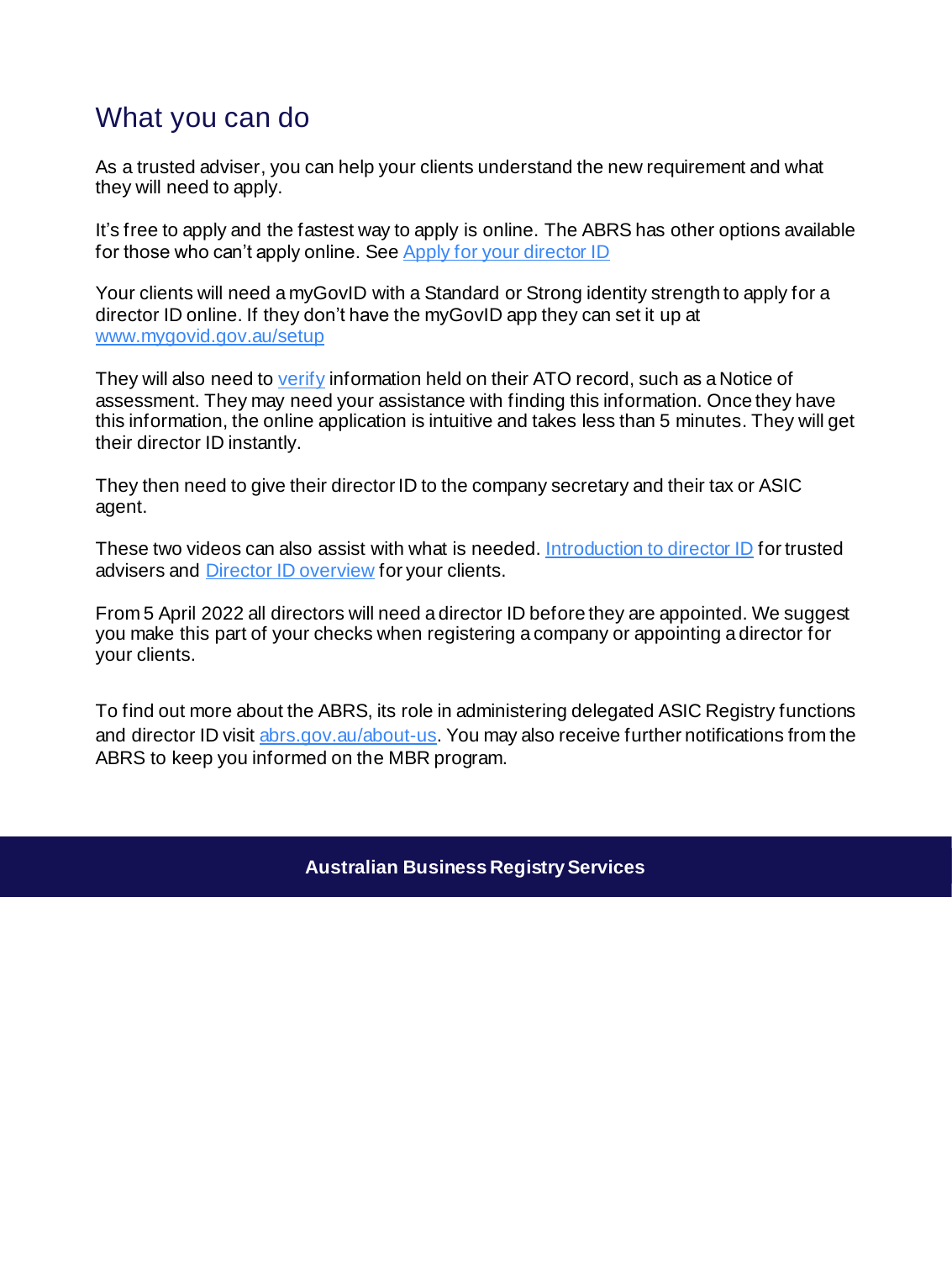## What you can do

As a trusted adviser, you can help your clients understand the new requirement and what they will need to apply.

It's free to apply and the fastest way to apply is online. The ABRS has other options available for those who can't apply online. See Apply for your director ID

Your clients will need a myGovID with a Standard or Strong identity strength to apply for a director ID online. If they don't have the myGovID app they can set it up at www.mygovid.gov.au/setup

They will also need to verify information held on their ATO record, such as a Notice of assessment. They may need your assistance with finding this information. Once they have this information, the online application is intuitive and takes less than 5 minutes. They will get their director ID instantly.

They then need to give their director ID to the company secretary and their tax or ASIC agent.

These two videos can also assist with what is needed. Introduction to director ID for trusted advisers and Director ID overview for your clients.

From 5 April 2022 all directors will need a director ID before they are appointed. We suggest you make this part of your checks when registering a company or appointing a director for your clients.

To find out more about the ABRS, its role in administering delegated ASIC Registry functions and director ID visit abrs.gov.au/about-us. You may also receive further notifications from the ABRS to keep you informed on the MBR program.

**Australian Business Registry Services**